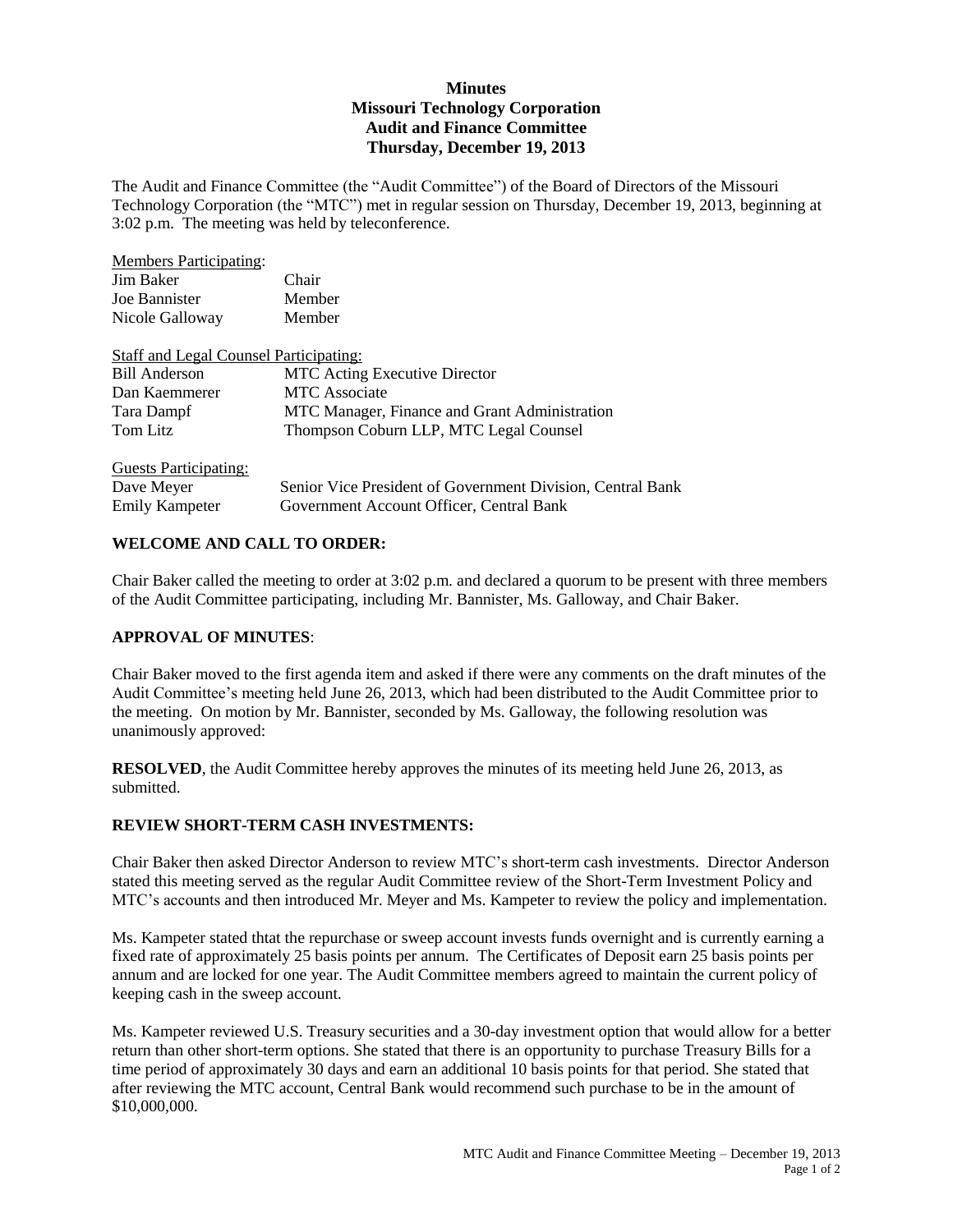# Minutes
## Missouri Technology Corporation
## Audit and Finance Committee
## Thursday, December 19, 2013

The Audit and Finance Committee (the "Audit Committee") of the Board of Directors of the Missouri Technology Corporation (the "MTC") met in regular session on Thursday, December 19, 2013, beginning at 3:02 p.m. The meeting was held by teleconference.

Members Participating:

| | |
|---|---|
| Jim Baker | Chair |
| Joe Bannister | Member |
| Nicole Galloway | Member |

Staff and Legal Counsel Participating:

| | |
|---|---|
| Bill Anderson | MTC Acting Executive Director |
| Dan Kaemmerer | MTC Associate |
| Tara Dampf | MTC Manager, Finance and Grant Administration |
| Tom Litz | Thompson Coburn LLP, MTC Legal Counsel |

Guests Participating:

| | |
|---|---|
| Dave Meyer | Senior Vice President of Government Division, Central Bank |
| Emily Kampeter | Government Account Officer, Central Bank |

**WELCOME AND CALL TO ORDER:**

Chair Baker called the meeting to order at 3:02 p.m. and declared a quorum to be present with three members of the Audit Committee participating, including Mr. Bannister, Ms. Galloway, and Chair Baker.

**APPROVAL OF MINUTES**:

Chair Baker moved to the first agenda item and asked if there were any comments on the draft minutes of the Audit Committee's meeting held June 26, 2013, which had been distributed to the Audit Committee prior to the meeting. On motion by Mr. Bannister, seconded by Ms. Galloway, the following resolution was unanimously approved:

**RESOLVED**, the Audit Committee hereby approves the minutes of its meeting held June 26, 2013, as submitted.

**REVIEW SHORT-TERM CASH INVESTMENTS:**

Chair Baker then asked Director Anderson to review MTC's short-term cash investments. Director Anderson stated this meeting served as the regular Audit Committee review of the Short-Term Investment Policy and MTC's accounts and then introduced Mr. Meyer and Ms. Kampeter to review the policy and implementation.

Ms. Kampeter stated thtat the repurchase or sweep account invests funds overnight and is currently earning a fixed rate of approximately 25 basis points per annum. The Certificates of Deposit earn 25 basis points per annum and are locked for one year. The Audit Committee members agreed to maintain the current policy of keeping cash in the sweep account.

Ms. Kampeter reviewed U.S. Treasury securities and a 30-day investment option that would allow for a better return than other short-term options. She stated that there is an opportunity to purchase Treasury Bills for a time period of approximately 30 days and earn an additional 10 basis points for that period. She stated that after reviewing the MTC account, Central Bank would recommend such purchase to be in the amount of $10,000,000.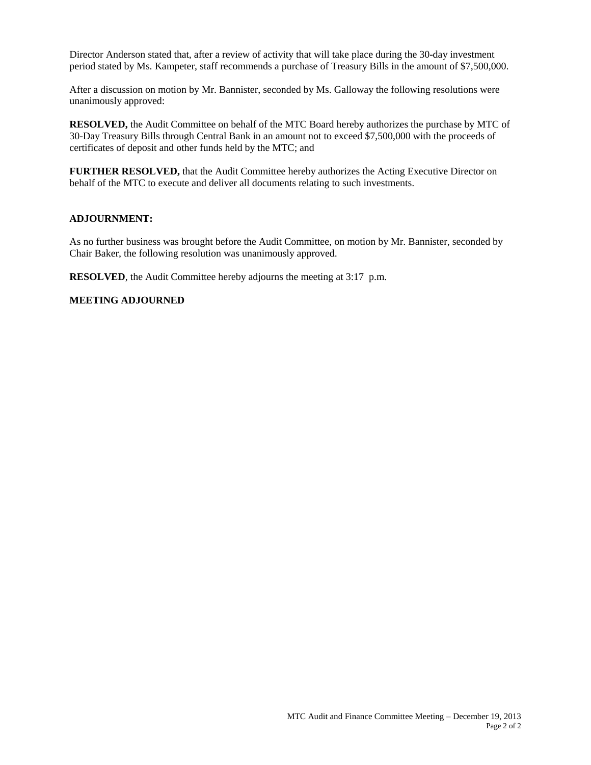Director Anderson stated that, after a review of activity that will take place during the 30-day investment period stated by Ms. Kampeter, staff recommends a purchase of Treasury Bills in the amount of $7,500,000.

After a discussion on motion by Mr. Bannister, seconded by Ms. Galloway the following resolutions were unanimously approved:

**RESOLVED,** the Audit Committee on behalf of the MTC Board hereby authorizes the purchase by MTC of 30-Day Treasury Bills through Central Bank in an amount not to exceed $7,500,000 with the proceeds of certificates of deposit and other funds held by the MTC; and

**FURTHER RESOLVED,** that the Audit Committee hereby authorizes the Acting Executive Director on behalf of the MTC to execute and deliver all documents relating to such investments.

**ADJOURNMENT:**

As no further business was brought before the Audit Committee, on motion by Mr. Bannister, seconded by Chair Baker, the following resolution was unanimously approved.

**RESOLVED**, the Audit Committee hereby adjourns the meeting at 3:17 p.m.

**MEETING ADJOURNED**